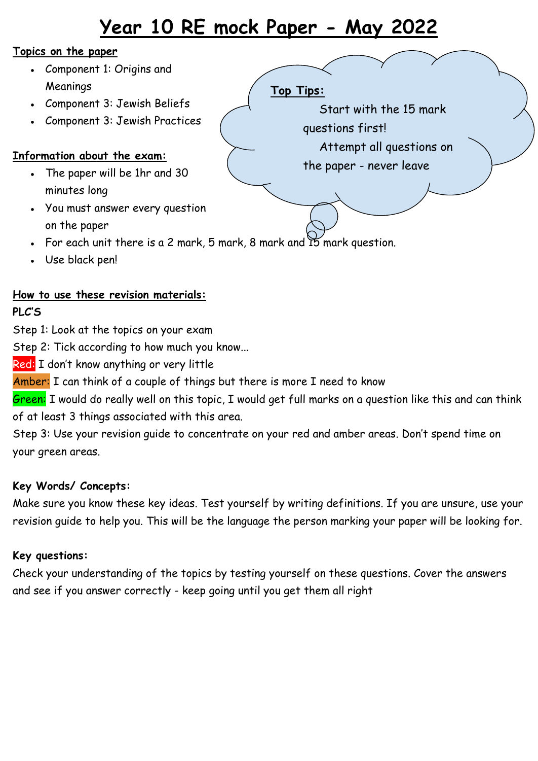# Year 10 RE mock Paper - May 2022

**Topics on the paper**

- Component 1: Origins and Meanings
- Component 3: Jewish Beliefs
- Component 3: Jewish Practices

**Top Tips:**

Start with the 15 mark questions first!

Attempt all questions on the paper - never leave

**Information about the exam:**

- The paper will be 1hr and 30 minutes long
- You must answer every question on the paper
- For each unit there is a 2 mark, 5 mark, 8 mark and 15 mark question.
- Use black pen!

**How to use these revision materials:**

**PLC'S**

Step 1: Look at the topics on your exam

Step 2: Tick according to how much you know...

Red: I don't know anything or very little

Amber: I can think of a couple of things but there is more I need to know

Green: I would do really well on this topic, I would get full marks on a question like this and can think of at least 3 things associated with this area.

Step 3: Use your revision guide to concentrate on your red and amber areas. Don't spend time on your green areas.

**Key Words/ Concepts:**

Make sure you know these key ideas. Test yourself by writing definitions. If you are unsure, use your revision guide to help you. This will be the language the person marking your paper will be looking for.

**Key questions:**

Check your understanding of the topics by testing yourself on these questions. Cover the answers and see if you answer correctly - keep going until you get them all right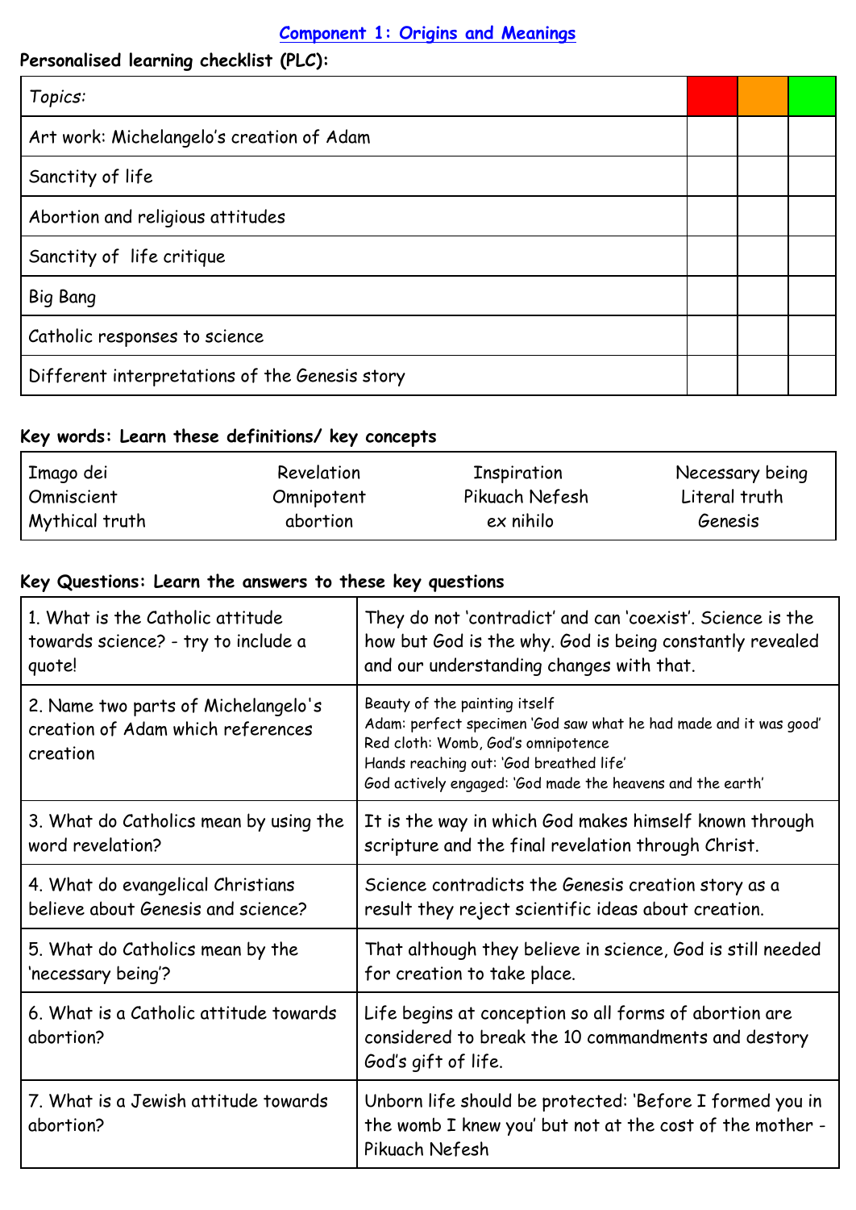## Component 1: Origins and Meanings

**Personalised learning checklist (PLC):**

| *Topics:* | | | |
|---|---|---|---|
| Art work: Michelangelo's creation of Adam | | | |
| Sanctity of life | | | |
| Abortion and religious attitudes | | | |
| Sanctity of life critique | | | |
| Big Bang | | | |
| Catholic responses to science | | | |
| Different interpretations of the Genesis story | | | |

**Key words: Learn these definitions/ key concepts**

| | | | |
|---|---|---|---|
| Imago dei | Revelation | Inspiration | Necessary being |
| Omniscient | Omnipotent | Pikuach Nefesh | Literal truth |
| Mythical truth | abortion | ex nihilo | Genesis |

**Key Questions: Learn the answers to these key questions**

| | |
|---|---|
| 1. What is the Catholic attitude towards science? - try to include a quote! | They do not 'contradict' and can 'coexist'. Science is the how but God is the why. God is being constantly revealed and our understanding changes with that. |
| 2. Name two parts of Michelangelo's creation of Adam which references creation | Beauty of the painting itself<br>Adam: perfect specimen 'God saw what he had made and it was good'<br>Red cloth: Womb, God's omnipotence<br>Hands reaching out: 'God breathed life'<br>God actively engaged: 'God made the heavens and the earth' |
| 3. What do Catholics mean by using the word revelation? | It is the way in which God makes himself known through scripture and the final revelation through Christ. |
| 4. What do evangelical Christians believe about Genesis and science? | Science contradicts the Genesis creation story as a result they reject scientific ideas about creation. |
| 5. What do Catholics mean by the 'necessary being'? | That although they believe in science, God is still needed for creation to take place. |
| 6. What is a Catholic attitude towards abortion? | Life begins at conception so all forms of abortion are considered to break the 10 commandments and destory God's gift of life. |
| 7. What is a Jewish attitude towards abortion? | Unborn life should be protected: 'Before I formed you in the womb I knew you' but not at the cost of the mother - Pikuach Nefesh |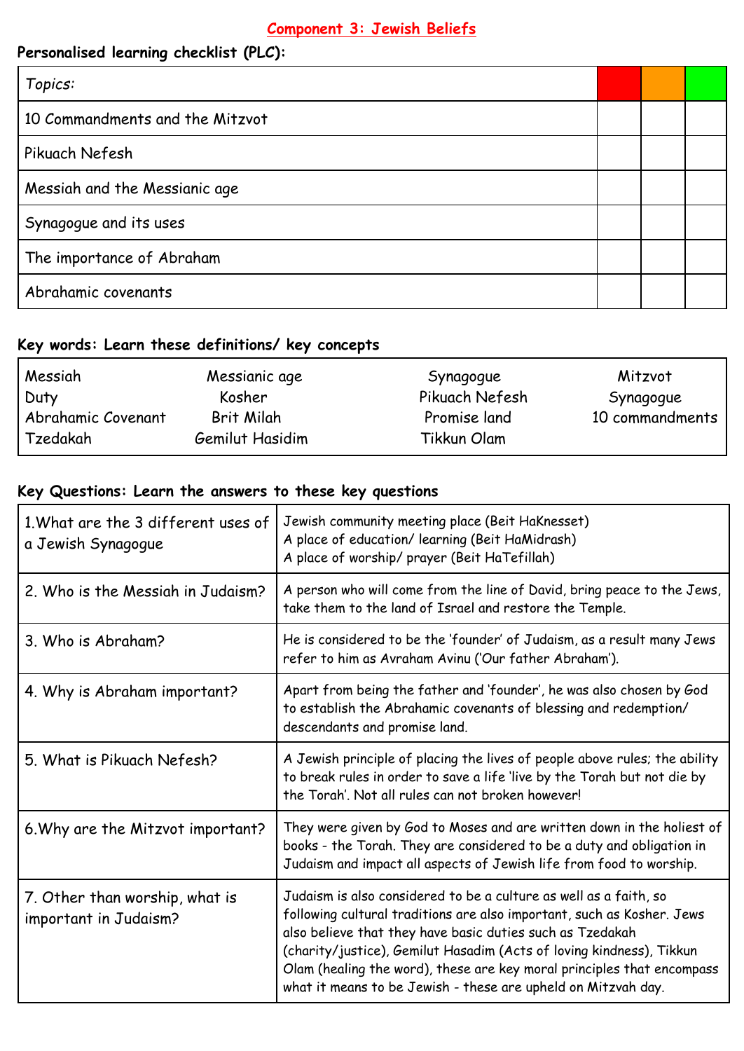# Component 3: Jewish Beliefs

**Personalised learning checklist (PLC):**

| *Topics:* | | | |
|---|---|---|---|
| 10 Commandments and the Mitzvot | | | |
| Pikuach Nefesh | | | |
| Messiah and the Messianic age | | | |
| Synagogue and its uses | | | |
| The importance of Abraham | | | |
| Abrahamic covenants | | | |

**Key words: Learn these definitions/ key concepts**

| | | | |
|---|---|---|---|
| Messiah | Messianic age | Synagogue | Mitzvot |
| Duty | Kosher | Pikuach Nefesh | Synagogue |
| Abrahamic Covenant | Brit Milah | Promise land | 10 commandments |
| Tzedakah | Gemilut Hasidim | Tikkun Olam | |

**Key Questions: Learn the answers to these key questions**

| | |
|---|---|
| 1.What are the 3 different uses of a Jewish Synagogue | Jewish community meeting place (Beit HaKnesset)<br>A place of education/ learning (Beit HaMidrash)<br>A place of worship/ prayer (Beit HaTefillah) |
| 2. Who is the Messiah in Judaism? | A person who will come from the line of David, bring peace to the Jews, take them to the land of Israel and restore the Temple. |
| 3. Who is Abraham? | He is considered to be the 'founder' of Judaism, as a result many Jews refer to him as Avraham Avinu ('Our father Abraham'). |
| 4. Why is Abraham important? | Apart from being the father and 'founder', he was also chosen by God to establish the Abrahamic covenants of blessing and redemption/ descendants and promise land. |
| 5. What is Pikuach Nefesh? | A Jewish principle of placing the lives of people above rules; the ability to break rules in order to save a life 'live by the Torah but not die by the Torah'. Not all rules can not broken however! |
| 6.Why are the Mitzvot important? | They were given by God to Moses and are written down in the holiest of books - the Torah. They are considered to be a duty and obligation in Judaism and impact all aspects of Jewish life from food to worship. |
| 7. Other than worship, what is important in Judaism? | Judaism is also considered to be a culture as well as a faith, so following cultural traditions are also important, such as Kosher. Jews also believe that they have basic duties such as Tzedakah (charity/justice), Gemilut Hasadim (Acts of loving kindness), Tikkun Olam (healing the word), these are key moral principles that encompass what it means to be Jewish - these are upheld on Mitzvah day. |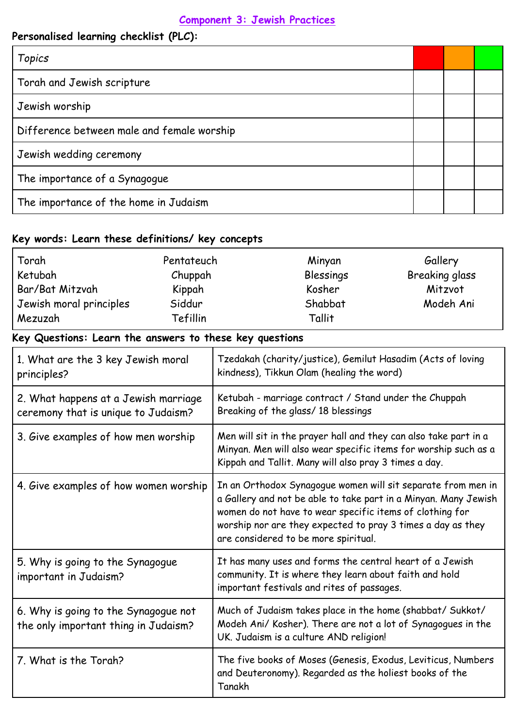# Component 3: Jewish Practices

**Personalised learning checklist (PLC):**

| *Topics* | | | |
|---|---|---|---|
| Torah and Jewish scripture | | | |
| Jewish worship | | | |
| Difference between male and female worship | | | |
| Jewish wedding ceremony | | | |
| The importance of a Synagogue | | | |
| The importance of the home in Judaism | | | |

**Key words: Learn these definitions/ key concepts**

| | | | |
|---|---|---|---|
| Torah | Pentateuch | Minyan | Gallery |
| Ketubah | Chuppah | Blessings | Breaking glass |
| Bar/Bat Mitzvah | Kippah | Kosher | Mitzvot |
| Jewish moral principles | Siddur | Shabbat | Modeh Ani |
| Mezuzah | Tefillin | Tallit | |

**Key Questions: Learn the answers to these key questions**

| | |
|---|---|
| 1. What are the 3 key Jewish moral principles? | Tzedakah (charity/justice), Gemilut Hasadim (Acts of loving kindness), Tikkun Olam (healing the word) |
| 2. What happens at a Jewish marriage ceremony that is unique to Judaism? | Ketubah - marriage contract / Stand under the Chuppah Breaking of the glass/ 18 blessings |
| 3. Give examples of how men worship | Men will sit in the prayer hall and they can also take part in a Minyan. Men will also wear specific items for worship such as a Kippah and Tallit. Many will also pray 3 times a day. |
| 4. Give examples of how women worship | In an Orthodox Synagogue women will sit separate from men in a Gallery and not be able to take part in a Minyan. Many Jewish women do not have to wear specific items of clothing for worship nor are they expected to pray 3 times a day as they are considered to be more spiritual. |
| 5. Why is going to the Synagogue important in Judaism? | It has many uses and forms the central heart of a Jewish community. It is where they learn about faith and hold important festivals and rites of passages. |
| 6. Why is going to the Synagogue not the only important thing in Judaism? | Much of Judaism takes place in the home (shabbat/ Sukkot/ Modeh Ani/ Kosher). There are not a lot of Synagogues in the UK. Judaism is a culture AND religion! |
| 7. What is the Torah? | The five books of Moses (Genesis, Exodus, Leviticus, Numbers and Deuteronomy). Regarded as the holiest books of the Tanakh |